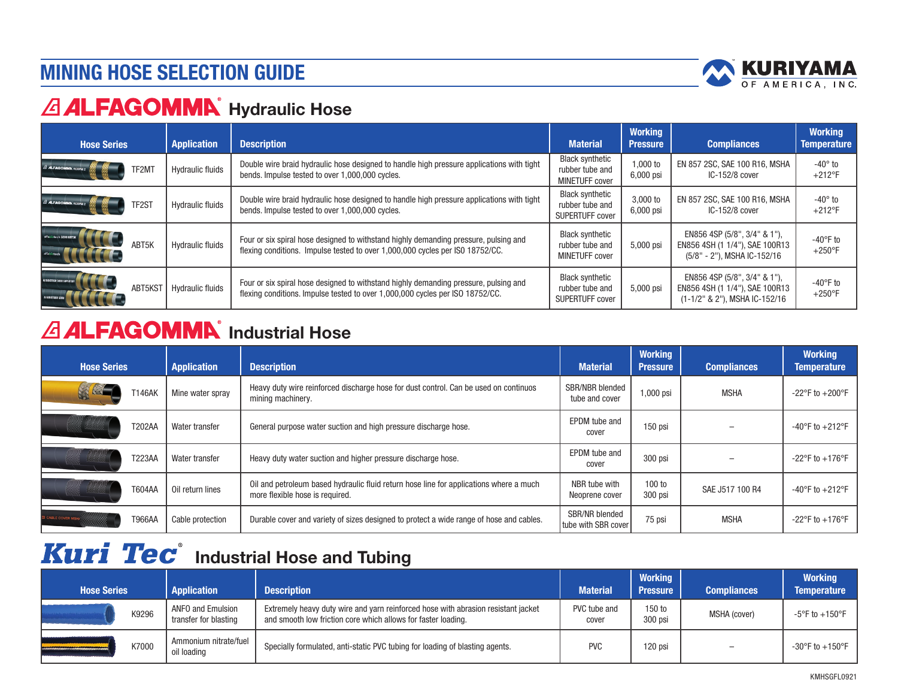# MINING HOSE SELECTION GUIDE

KURIYAMA OF AMERICA, INC.

## ALFAGOMMA® Hydraulic Hose

| Hose Series | Application | Description | Material | Working Pressure | Compliances | Working Temperature |
|---|---|---|---|---|---|---|
| TF2MT | Hydraulic fluids | Double wire braid hydraulic hose designed to handle high pressure applications with tight bends. Impulse tested to over 1,000,000 cycles. | Black synthetic rubber tube and MINETUFF cover | 1,000 to 6,000 psi | EN 857 2SC, SAE 100 R16, MSHA IC-152/8 cover | -40° to +212°F |
| TF2ST | Hydraulic fluids | Double wire braid hydraulic hose designed to handle high pressure applications with tight bends. Impulse tested to over 1,000,000 cycles. | Black synthetic rubber tube and SUPERTUFF cover | 3,000 to 6,000 psi | EN 857 2SC, SAE 100 R16, MSHA IC-152/8 cover | -40° to +212°F |
| ABT5K | Hydraulic fluids | Four or six spiral hose designed to withstand highly demanding pressure, pulsing and flexing conditions. Impulse tested to over 1,000,000 cycles per ISO 18752/CC. | Black synthetic rubber tube and MINETUFF cover | 5,000 psi | EN856 4SP (5/8", 3/4" & 1"), EN856 4SH (1 1/4"), SAE 100R13 (5/8" - 2"), MSHA IC-152/16 | -40°F to +250°F |
| ABT5KST | Hydraulic fluids | Four or six spiral hose designed to withstand highly demanding pressure, pulsing and flexing conditions. Impulse tested to over 1,000,000 cycles per ISO 18752/CC. | Black synthetic rubber tube and SUPERTUFF cover | 5,000 psi | EN856 4SP (5/8", 3/4" & 1"), EN856 4SH (1 1/4"), SAE 100R13 (1-1/2" & 2"), MSHA IC-152/16 | -40°F to +250°F |

## ALFAGOMMA® Industrial Hose

| Hose Series | Application | Description | Material | Working Pressure | Compliances | Working Temperature |
|---|---|---|---|---|---|---|
| T146AK | Mine water spray | Heavy duty wire reinforced discharge hose for dust control. Can be used on continuos mining machinery. | SBR/NBR blended tube and cover | 1,000 psi | MSHA | -22°F to +200°F |
| T202AA | Water transfer | General purpose water suction and high pressure discharge hose. | EPDM tube and cover | 150 psi | – | -40°F to +212°F |
| T223AA | Water transfer | Heavy duty water suction and higher pressure discharge hose. | EPDM tube and cover | 300 psi | – | -22°F to +176°F |
| T604AA | Oil return lines | Oil and petroleum based hydraulic fluid return hose line for applications where a much more flexible hose is required. | NBR tube with Neoprene cover | 100 to 300 psi | SAE J517 100 R4 | -40°F to +212°F |
| T966AA | Cable protection | Durable cover and variety of sizes designed to protect a wide range of hose and cables. | SBR/NR blended tube with SBR cover | 75 psi | MSHA | -22°F to +176°F |

## Kuri Tec® Industrial Hose and Tubing

| Hose Series | Application | Description | Material | Working Pressure | Compliances | Working Temperature |
|---|---|---|---|---|---|---|
| K9296 | ANFO and Emulsion transfer for blasting | Extremely heavy duty wire and yarn reinforced hose with abrasion resistant jacket and smooth low friction core which allows for faster loading. | PVC tube and cover | 150 to 300 psi | MSHA (cover) | -5°F to +150°F |
| K7000 | Ammonium nitrate/fuel oil loading | Specially formulated, anti-static PVC tubing for loading of blasting agents. | PVC | 120 psi | – | -30°F to +150°F |

KMHSGFL0921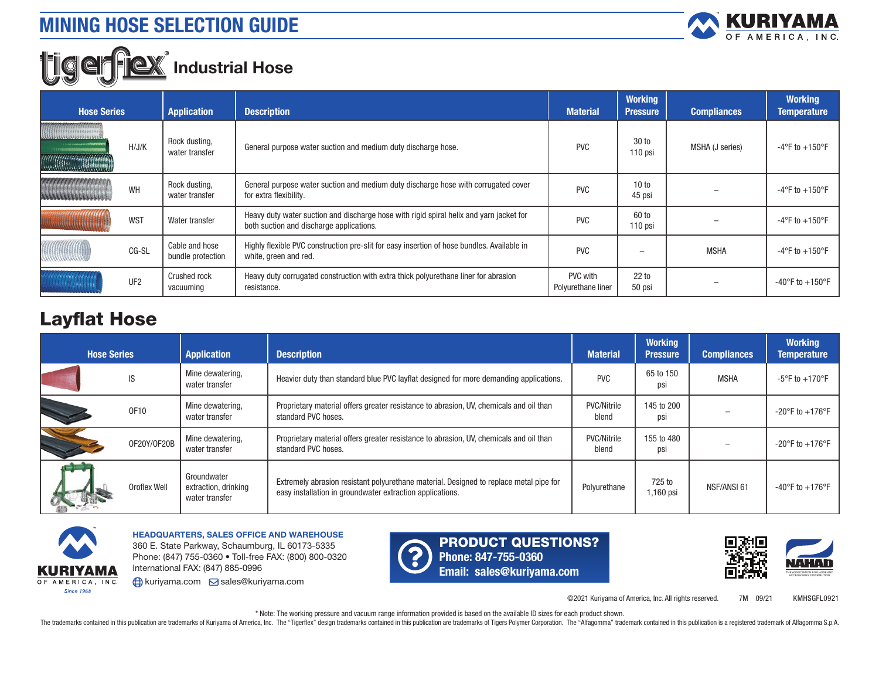# MINING HOSE SELECTION GUIDE

## tigerflex® Industrial Hose

| Hose Series | Application | Description | Material | Working Pressure | Compliances | Working Temperature |
|---|---|---|---|---|---|---|
| H/J/K | Rock dusting, water transfer | General purpose water suction and medium duty discharge hose. | PVC | 30 to 110 psi | MSHA (J series) | -4°F to +150°F |
| WH | Rock dusting, water transfer | General purpose water suction and medium duty discharge hose with corrugated cover for extra flexibility. | PVC | 10 to 45 psi | – | -4°F to +150°F |
| WST | Water transfer | Heavy duty water suction and discharge hose with rigid spiral helix and yarn jacket for both suction and discharge applications. | PVC | 60 to 110 psi | – | -4°F to +150°F |
| CG-SL | Cable and hose bundle protection | Highly flexible PVC construction pre-slit for easy insertion of hose bundles. Available in white, green and red. | PVC | – | MSHA | -4°F to +150°F |
| UF2 | Crushed rock vacuuming | Heavy duty corrugated construction with extra thick polyurethane liner for abrasion resistance. | PVC with Polyurethane liner | 22 to 50 psi | – | -40°F to +150°F |

## Layflat Hose

| Hose Series | Application | Description | Material | Working Pressure | Compliances | Working Temperature |
|---|---|---|---|---|---|---|
| IS | Mine dewatering, water transfer | Heavier duty than standard blue PVC layflat designed for more demanding applications. | PVC | 65 to 150 psi | MSHA | -5°F to +170°F |
| OF10 | Mine dewatering, water transfer | Proprietary material offers greater resistance to abrasion, UV, chemicals and oil than standard PVC hoses. | PVC/Nitrile blend | 145 to 200 psi | – | -20°F to +176°F |
| OF20Y/OF20B | Mine dewatering, water transfer | Proprietary material offers greater resistance to abrasion, UV, chemicals and oil than standard PVC hoses. | PVC/Nitrile blend | 155 to 480 psi | – | -20°F to +176°F |
| Oroflex Well | Groundwater extraction, drinking water transfer | Extremely abrasion resistant polyurethane material. Designed to replace metal pipe for easy installation in groundwater extraction applications. | Polyurethane | 725 to 1,160 psi | NSF/ANSI 61 | -40°F to +176°F |

KURIYAMA OF AMERICA, INC. Since 1968

**HEADQUARTERS, SALES OFFICE AND WAREHOUSE**
360 E. State Parkway, Schaumburg, IL 60173-5335
Phone: (847) 755-0360 • Toll-free FAX: (800) 800-0320
International FAX: (847) 885-0996
kuriyama.com sales@kuriyama.com

**PRODUCT QUESTIONS?**
**Phone: 847-755-0360**
**Email: sales@kuriyama.com**

NAHAD THE ASSOCIATION FOR HOSE AND ACCESSORIES DISTRIBUTION

©2021 Kuriyama of America, Inc. All rights reserved. 7M 09/21 KMHSGFL0921

* Note: The working pressure and vacuum range information provided is based on the available ID sizes for each product shown.

The trademarks contained in this publication are trademarks of Kuriyama of America, Inc. The "Tigerflex" design trademarks contained in this publication are trademarks of Tigers Polymer Corporation. The "Alfagomma" trademark contained in this publication is a registered trademark of Alfagomma S.p.A.